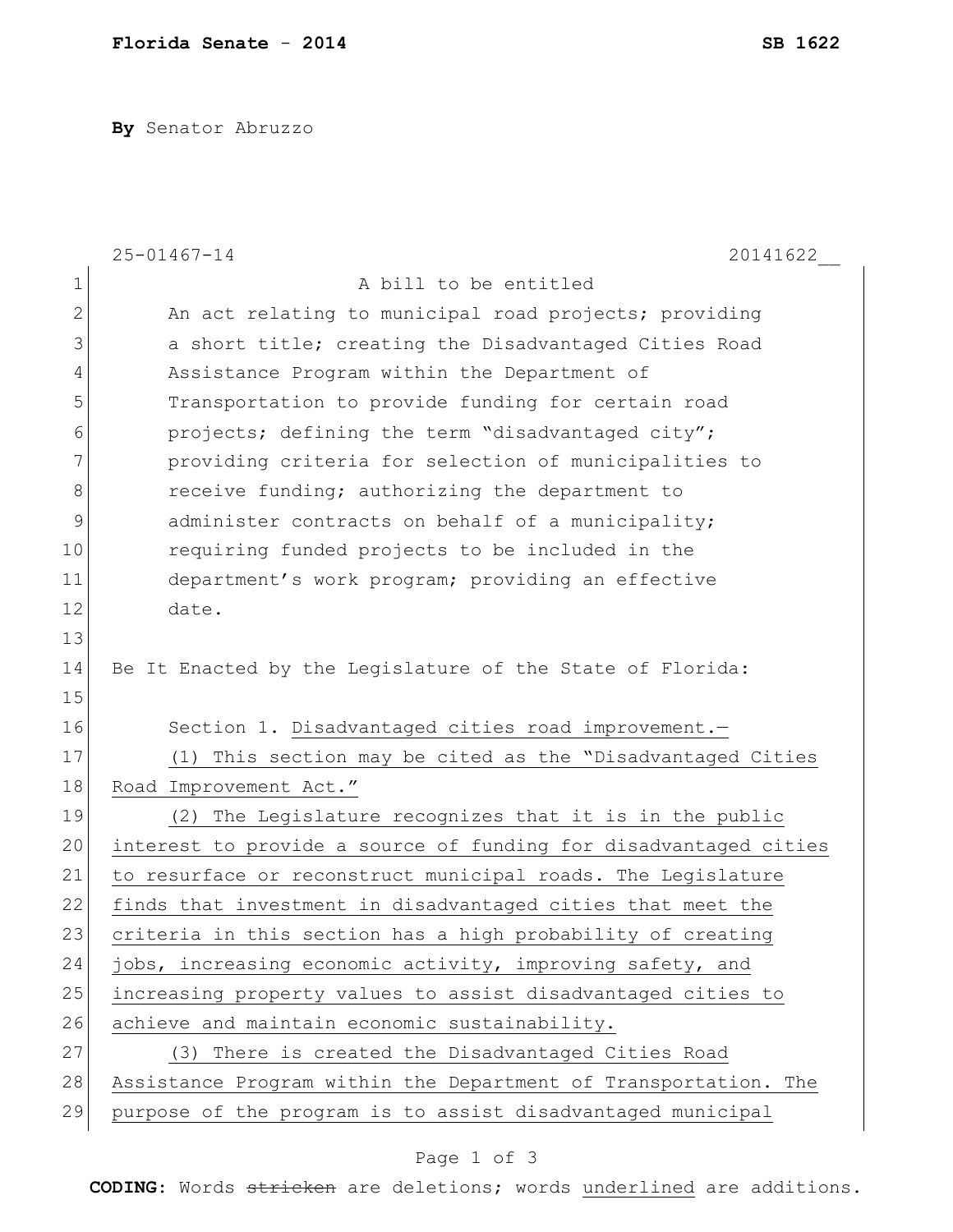**Florida Senate - 2014** **SB 1622**

**By** Senator Abruzzo

25-01467-14 20141622__

A bill to be entitled

An act relating to municipal road projects; providing a short title; creating the Disadvantaged Cities Road Assistance Program within the Department of Transportation to provide funding for certain road projects; defining the term "disadvantaged city"; providing criteria for selection of municipalities to receive funding; authorizing the department to administer contracts on behalf of a municipality; requiring funded projects to be included in the department's work program; providing an effective date.

Be It Enacted by the Legislature of the State of Florida:

Section 1. Disadvantaged cities road improvement.—

(1) This section may be cited as the "Disadvantaged Cities Road Improvement Act."

(2) The Legislature recognizes that it is in the public interest to provide a source of funding for disadvantaged cities to resurface or reconstruct municipal roads. The Legislature finds that investment in disadvantaged cities that meet the criteria in this section has a high probability of creating jobs, increasing economic activity, improving safety, and increasing property values to assist disadvantaged cities to achieve and maintain economic sustainability.

(3) There is created the Disadvantaged Cities Road Assistance Program within the Department of Transportation. The purpose of the program is to assist disadvantaged municipal

**CODING:** Words ~~stricken~~ are deletions; words underlined are additions.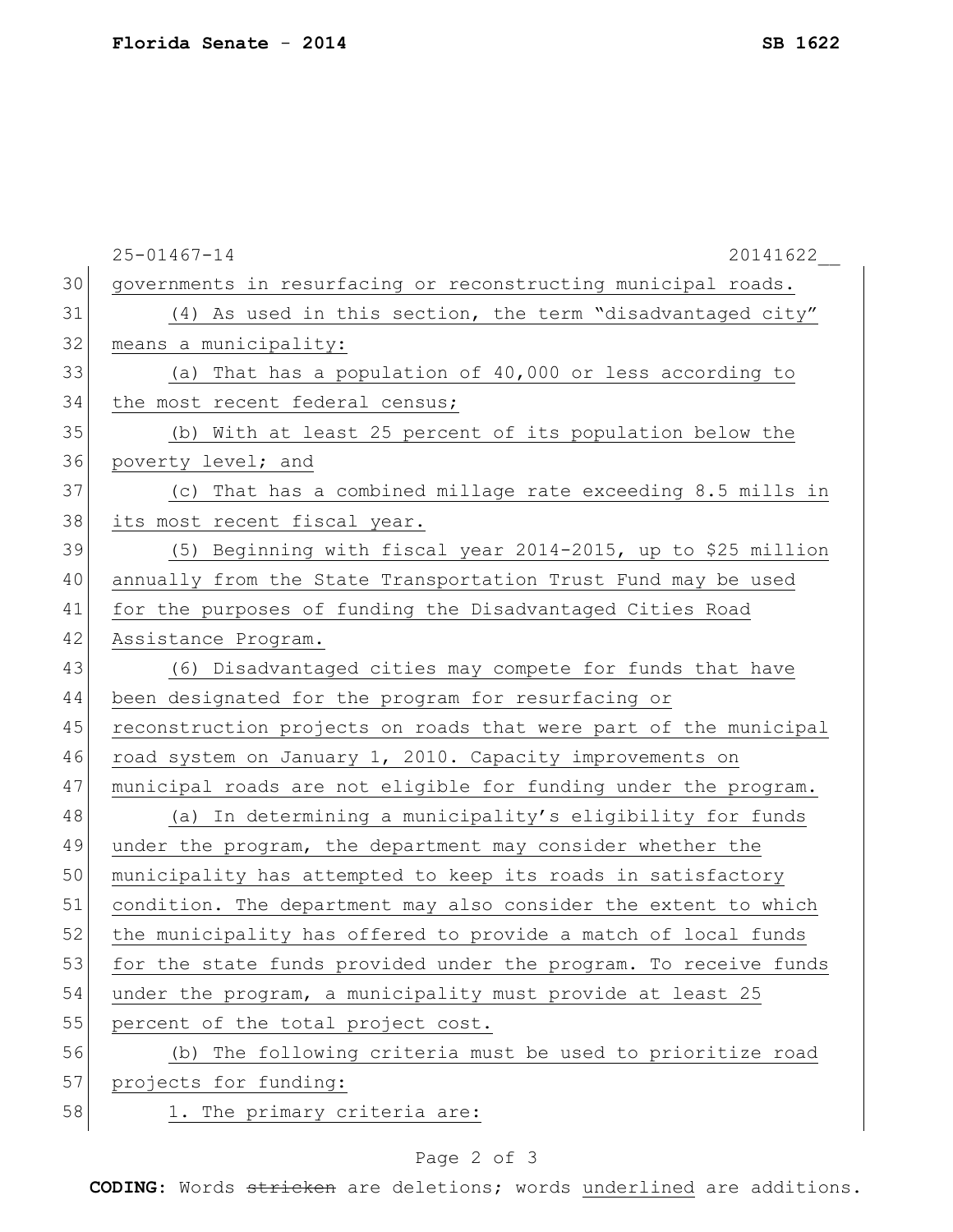governments in resurfacing or reconstructing municipal roads.

(4) As used in this section, the term "disadvantaged city" means a municipality:

(a) That has a population of 40,000 or less according to the most recent federal census;

(b) With at least 25 percent of its population below the poverty level; and

(c) That has a combined millage rate exceeding 8.5 mills in its most recent fiscal year.

(5) Beginning with fiscal year 2014-2015, up to $25 million annually from the State Transportation Trust Fund may be used for the purposes of funding the Disadvantaged Cities Road Assistance Program.

(6) Disadvantaged cities may compete for funds that have been designated for the program for resurfacing or reconstruction projects on roads that were part of the municipal road system on January 1, 2010. Capacity improvements on municipal roads are not eligible for funding under the program.

(a) In determining a municipality's eligibility for funds under the program, the department may consider whether the municipality has attempted to keep its roads in satisfactory condition. The department may also consider the extent to which the municipality has offered to provide a match of local funds for the state funds provided under the program. To receive funds under the program, a municipality must provide at least 25 percent of the total project cost.

(b) The following criteria must be used to prioritize road projects for funding:

1. The primary criteria are: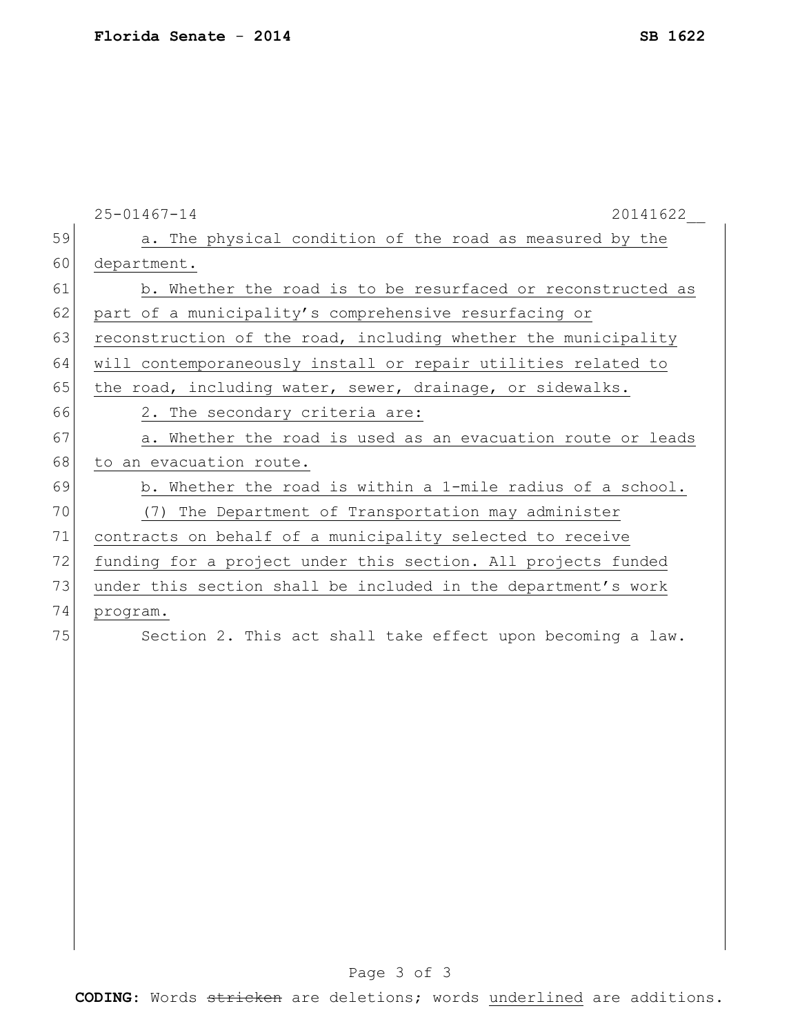25-01467-14 20141622__

59 a. The physical condition of the road as measured by the
60 department.
61 b. Whether the road is to be resurfaced or reconstructed as
62 part of a municipality's comprehensive resurfacing or
63 reconstruction of the road, including whether the municipality
64 will contemporaneously install or repair utilities related to
65 the road, including water, sewer, drainage, or sidewalks.
66 2. The secondary criteria are:
67 a. Whether the road is used as an evacuation route or leads
68 to an evacuation route.
69 b. Whether the road is within a 1-mile radius of a school.
70 (7) The Department of Transportation may administer
71 contracts on behalf of a municipality selected to receive
72 funding for a project under this section. All projects funded
73 under this section shall be included in the department's work
74 program.
75 Section 2. This act shall take effect upon becoming a law.

**CODING:** Words ~~stricken~~ are deletions; words <u>underlined</u> are additions.